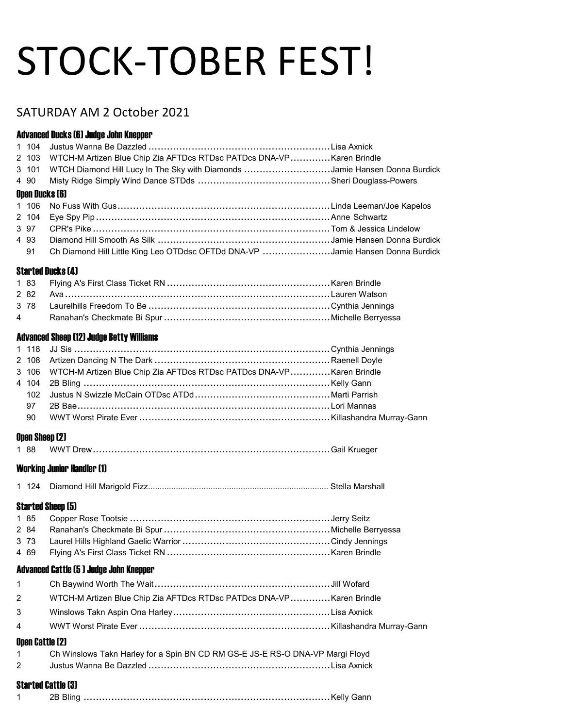# STOCK-TOBER FEST!

## SATURDAY AM 2 October 2021

### Advanced Ducks (6) Judge John Knepper

| Place | Score | Dog | Handler |
|---|---|---|---|
| 1 | 104 | Justus Wanna Be Dazzled | Lisa Axnick |
| 2 | 103 | WTCH-M Artizen Blue Chip Zia AFTDcs RTDsc PATDcs DNA-VP | Karen Brindle |
| 3 | 101 | WTCH Diamond Hill Lucy In The Sky with Diamonds | Jamie Hansen Donna Burdick |
| 4 | 90 | Misty Ridge Simply Wind Dance STDds | Sheri Douglass-Powers |

### Open Ducks (6)

| Place | Score | Dog | Handler |
|---|---|---|---|
| 1 | 106 | No Fuss With Gus | Linda Leeman/Joe Kapelos |
| 2 | 104 | Eye Spy Pip | Anne Schwartz |
| 3 | 97 | CPR's Pike | Tom & Jessica Lindelow |
| 4 | 93 | Diamond Hill Smooth As Silk | Jamie Hansen Donna Burdick |
| | 91 | Ch Diamond Hill Little King Leo OTDdsc OFTDd DNA-VP | Jamie Hansen Donna Burdick |

### Started Ducks (4)

| Place | Score | Dog | Handler |
|---|---|---|---|
| 1 | 83 | Flying A's First Class Ticket RN | Karen Brindle |
| 2 | 82 | Ava | Lauren Watson |
| 3 | 78 | Laurelhills Freedom To Be | Cynthia Jennings |
| 4 | | Ranahan's Checkmate Bi Spur | Michelle Berryessa |

### Advanced Sheep (12) Judge Betty Williams

| Place | Score | Dog | Handler |
|---|---|---|---|
| 1 | 118 | JJ Sis | Cynthia Jennings |
| 2 | 108 | Artizen Dancing N The Dark | Raenell Doyle |
| 3 | 106 | WTCH-M Artizen Blue Chip Zia AFTDcs RTDsc PATDcs DNA-VP | Karen Brindle |
| 4 | 104 | 2B Bling | Kelly Gann |
| | 102 | Justus N Swizzle McCain OTDsc ATDd | Marti Parrish |
| | 97 | 2B Bae | Lori Mannas |
| | 90 | WWT Worst Pirate Ever | Killashandra Murray-Gann |

### Open Sheep (2)

| Place | Score | Dog | Handler |
|---|---|---|---|
| 1 | 88 | WWT Drew | Gail Krueger |

### Working Junior Handler (1)

| Place | Score | Dog | Handler |
|---|---|---|---|
| 1 | 124 | Diamond Hill Marigold Fizz | Stella Marshall |

### Started Sheep (5)

| Place | Score | Dog | Handler |
|---|---|---|---|
| 1 | 85 | Copper Rose Tootsie | Jerry Seitz |
| 2 | 84 | Ranahan's Checkmate Bi Spur | Michelle Berryessa |
| 3 | 73 | Laurel Hills Highland Gaelic Warrior | Cindy Jennings |
| 4 | 69 | Flying A's First Class Ticket RN | Karen Brindle |

### Advanced Cattle (5 ) Judge John Knepper

| Place | Score | Dog | Handler |
|---|---|---|---|
| 1 | | Ch Baywind Worth The Wait | Jill Wofard |
| 2 | | WTCH-M Artizen Blue Chip Zia AFTDcs RTDsc PATDcs DNA-VP | Karen Brindle |
| 3 | | Winslows Takn Aspin Ona Harley | Lisa Axnick |
| 4 | | WWT Worst Pirate Ever | Killashandra Murray-Gann |

### Open Cattle (2)

| Place | Score | Dog | Handler |
|---|---|---|---|
| 1 | | Ch Winslows Takn Harley for a Spin BN CD RM GS-E JS-E RS-O DNA-VP | Margi Floyd |
| 2 | | Justus Wanna Be Dazzled | Lisa Axnick |

### Started Cattle (3)

| Place | Score | Dog | Handler |
|---|---|---|---|
| 1 | | 2B Bling | Kelly Gann |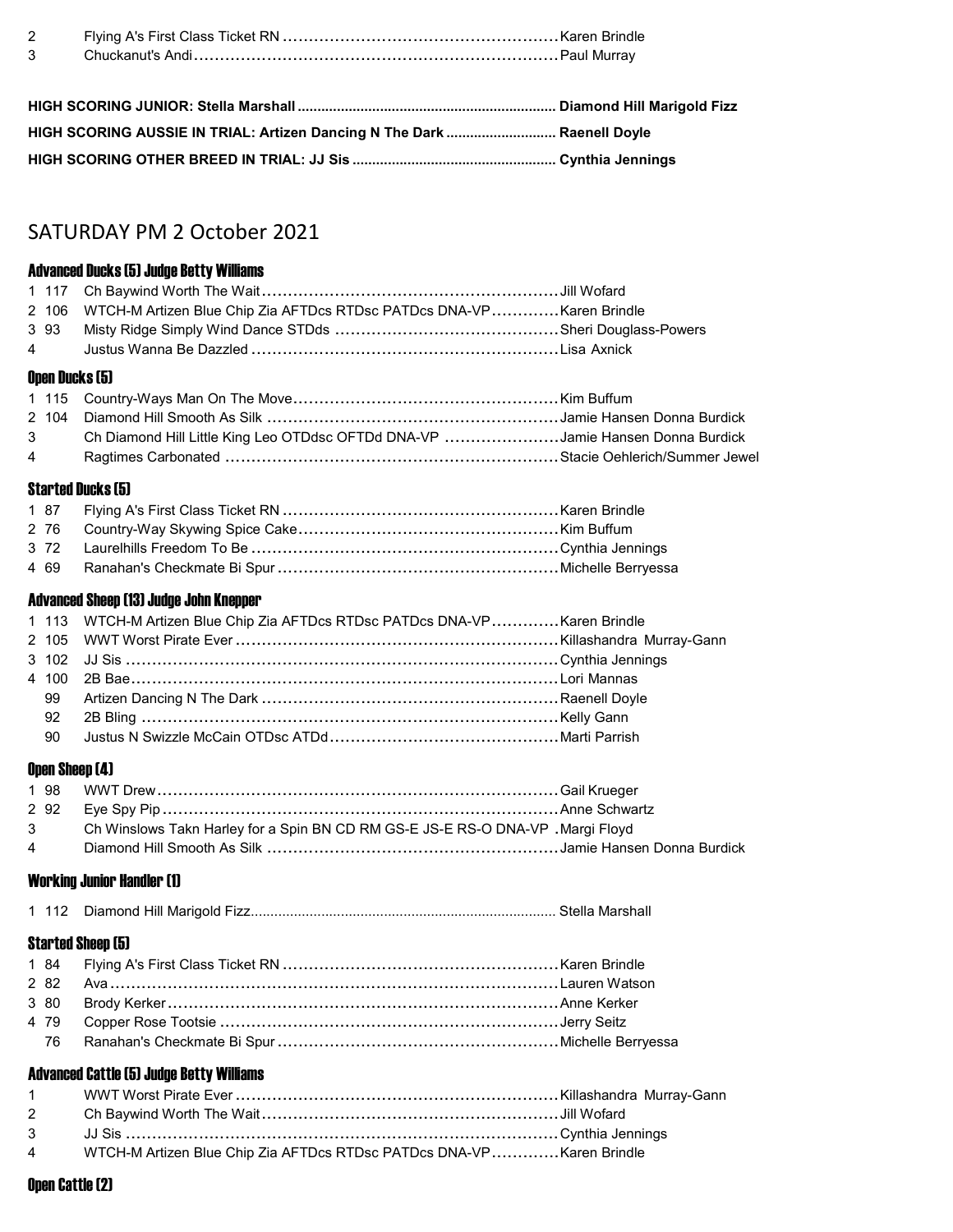| | | | |
|---|---|---|---|
| 2 | | Flying A's First Class Ticket RN | Karen Brindle |
| 3 | | Chuckanut's Andi | Paul Murray |

**HIGH SCORING JUNIOR: Stella Marshall ............ Diamond Hill Marigold Fizz**

**HIGH SCORING AUSSIE IN TRIAL: Artizen Dancing N The Dark ............ Raenell Doyle**

**HIGH SCORING OTHER BREED IN TRIAL: JJ Sis ............ Cynthia Jennings**

## SATURDAY PM 2 October 2021

### Advanced Ducks (5) Judge Betty Williams

| Place | Score | Dog | Handler |
|---|---|---|---|
| 1 | 117 | Ch Baywind Worth The Wait | Jill Wofard |
| 2 | 106 | WTCH-M Artizen Blue Chip Zia AFTDcs RTDsc PATDcs DNA-VP | Karen Brindle |
| 3 | 93 | Misty Ridge Simply Wind Dance STDds | Sheri Douglass-Powers |
| 4 | | Justus Wanna Be Dazzled | Lisa Axnick |

### Open Ducks (5)

| Place | Score | Dog | Handler |
|---|---|---|---|
| 1 | 115 | Country-Ways Man On The Move | Kim Buffum |
| 2 | 104 | Diamond Hill Smooth As Silk | Jamie Hansen Donna Burdick |
| 3 | | Ch Diamond Hill Little King Leo OTDdsc OFTDd DNA-VP | Jamie Hansen Donna Burdick |
| 4 | | Ragtimes Carbonated | Stacie Oehlerich/Summer Jewel |

### Started Ducks (5)

| Place | Score | Dog | Handler |
|---|---|---|---|
| 1 | 87 | Flying A's First Class Ticket RN | Karen Brindle |
| 2 | 76 | Country-Way Skywing Spice Cake | Kim Buffum |
| 3 | 72 | Laurelhills Freedom To Be | Cynthia Jennings |
| 4 | 69 | Ranahan's Checkmate Bi Spur | Michelle Berryessa |

### Advanced Sheep (13) Judge John Knepper

| Place | Score | Dog | Handler |
|---|---|---|---|
| 1 | 113 | WTCH-M Artizen Blue Chip Zia AFTDcs RTDsc PATDcs DNA-VP | Karen Brindle |
| 2 | 105 | WWT Worst Pirate Ever | Killashandra Murray-Gann |
| 3 | 102 | JJ Sis | Cynthia Jennings |
| 4 | 100 | 2B Bae | Lori Mannas |
| | 99 | Artizen Dancing N The Dark | Raenell Doyle |
| | 92 | 2B Bling | Kelly Gann |
| | 90 | Justus N Swizzle McCain OTDsc ATDd | Marti Parrish |

### Open Sheep (4)

| Place | Score | Dog | Handler |
|---|---|---|---|
| 1 | 98 | WWT Drew | Gail Krueger |
| 2 | 92 | Eye Spy Pip | Anne Schwartz |
| 3 | | Ch Winslows Takn Harley for a Spin BN CD RM GS-E JS-E RS-O DNA-VP | Margi Floyd |
| 4 | | Diamond Hill Smooth As Silk | Jamie Hansen Donna Burdick |

### Working Junior Handler (1)

| Place | Score | Dog | Handler |
|---|---|---|---|
| 1 | 112 | Diamond Hill Marigold Fizz | Stella Marshall |

### Started Sheep (5)

| Place | Score | Dog | Handler |
|---|---|---|---|
| 1 | 84 | Flying A's First Class Ticket RN | Karen Brindle |
| 2 | 82 | Ava | Lauren Watson |
| 3 | 80 | Brody Kerker | Anne Kerker |
| 4 | 79 | Copper Rose Tootsie | Jerry Seitz |
| | 76 | Ranahan's Checkmate Bi Spur | Michelle Berryessa |

### Advanced Cattle (5) Judge Betty Williams

| Place | Score | Dog | Handler |
|---|---|---|---|
| 1 | | WWT Worst Pirate Ever | Killashandra Murray-Gann |
| 2 | | Ch Baywind Worth The Wait | Jill Wofard |
| 3 | | JJ Sis | Cynthia Jennings |
| 4 | | WTCH-M Artizen Blue Chip Zia AFTDcs RTDsc PATDcs DNA-VP | Karen Brindle |

### Open Cattle (2)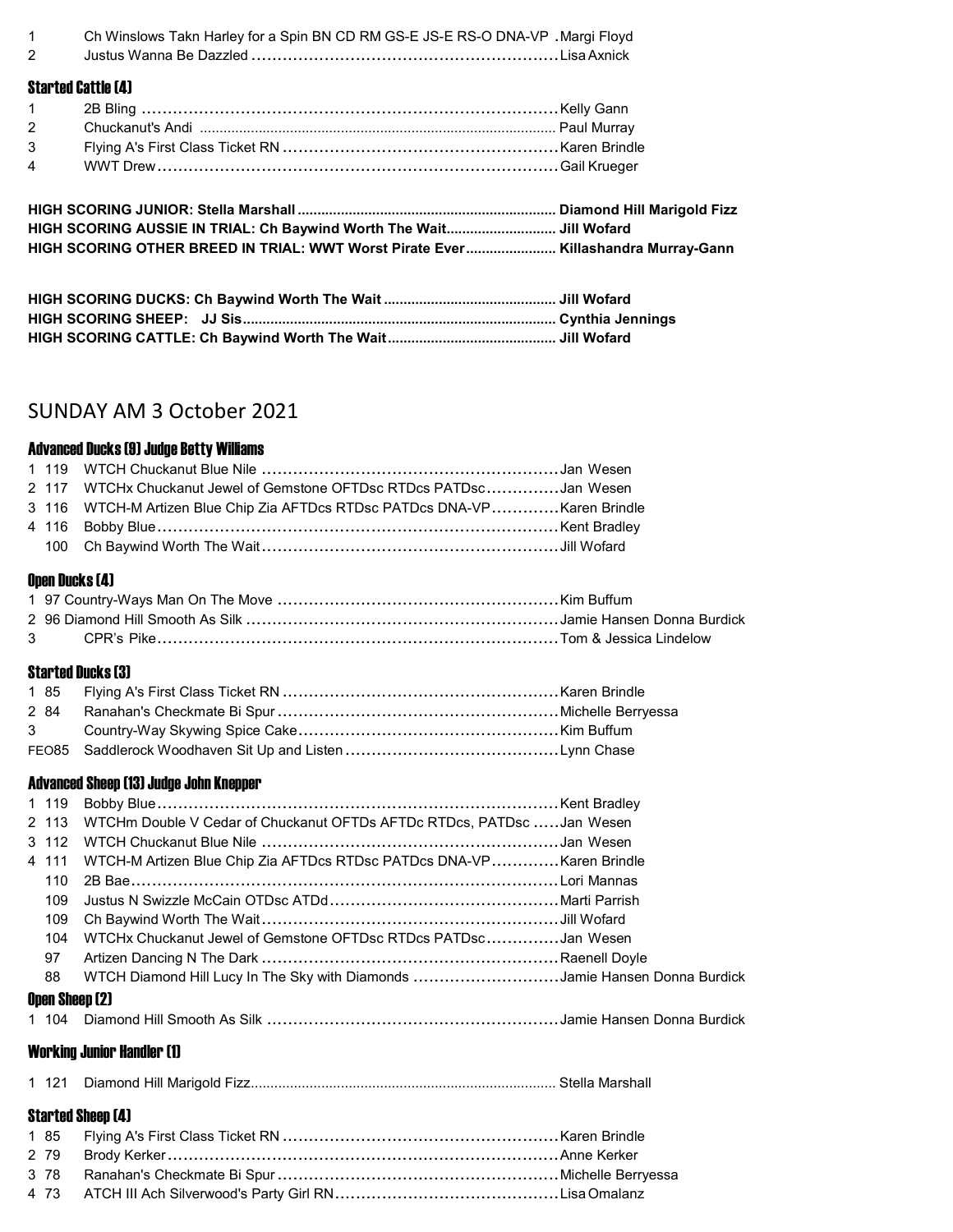1 Ch Winslows Takn Harley for a Spin BN CD RM GS-E JS-E RS-O DNA-VP . Margi Floyd
2 Justus Wanna Be Dazzled .......................................................... Lisa Axnick

### Started Cattle (4)

1 2B Bling .......................................................... Kelly Gann
2 Chuckanut's Andi .......................................................... Paul Murray
3 Flying A's First Class Ticket RN .......................................................... Karen Brindle
4 WWT Drew .......................................................... Gail Krueger

**HIGH SCORING JUNIOR: Stella Marshall .......................................................... Diamond Hill Marigold Fizz**
**HIGH SCORING AUSSIE IN TRIAL: Ch Baywind Worth The Wait.......................... Jill Wofard**
**HIGH SCORING OTHER BREED IN TRIAL: WWT Worst Pirate Ever...................... Killashandra Murray-Gann**

**HIGH SCORING DUCKS: Ch Baywind Worth The Wait .......................................... Jill Wofard**
**HIGH SCORING SHEEP: JJ Sis.......................................................... Cynthia Jennings**
**HIGH SCORING CATTLE: Ch Baywind Worth The Wait.......................................... Jill Wofard**

## SUNDAY AM 3 October 2021

### Advanced Ducks (9) Judge Betty Williams

1 119 WTCH Chuckanut Blue Nile .......................................................... Jan Wesen
2 117 WTCHx Chuckanut Jewel of Gemstone OFTDsc RTDcs PATDsc.............. Jan Wesen
3 116 WTCH-M Artizen Blue Chip Zia AFTDcs RTDsc PATDcs DNA-VP............ Karen Brindle
4 116 Bobby Blue.......................................................... Kent Bradley
100 Ch Baywind Worth The Wait.......................................................... Jill Wofard

### Open Ducks (4)

1 97 Country-Ways Man On The Move .......................................................... Kim Buffum
2 96 Diamond Hill Smooth As Silk .......................................................... Jamie Hansen Donna Burdick
3 CPR's Pike.......................................................... Tom & Jessica Lindelow

### Started Ducks (3)

1 85 Flying A's First Class Ticket RN .......................................................... Karen Brindle
2 84 Ranahan's Checkmate Bi Spur .......................................................... Michelle Berryessa
3 Country-Way Skywing Spice Cake.......................................................... Kim Buffum
FEO85 Saddlerock Woodhaven Sit Up and Listen .......................................................... Lynn Chase

### Advanced Sheep (13) Judge John Knepper

1 119 Bobby Blue.......................................................... Kent Bradley
2 113 WTCHm Double V Cedar of Chuckanut OFTDs AFTDc RTDcs, PATDsc ..... Jan Wesen
3 112 WTCH Chuckanut Blue Nile .......................................................... Jan Wesen
4 111 WTCH-M Artizen Blue Chip Zia AFTDcs RTDsc PATDcs DNA-VP............ Karen Brindle
110 2B Bae.......................................................... Lori Mannas
109 Justus N Swizzle McCain OTDsc ATDd.......................................................... Marti Parrish
109 Ch Baywind Worth The Wait.......................................................... Jill Wofard
104 WTCHx Chuckanut Jewel of Gemstone OFTDsc RTDcs PATDsc.............. Jan Wesen
97 Artizen Dancing N The Dark .......................................................... Raenell Doyle
88 WTCH Diamond Hill Lucy In The Sky with Diamonds ............................ Jamie Hansen Donna Burdick

### Open Sheep (2)

1 104 Diamond Hill Smooth As Silk .......................................................... Jamie Hansen Donna Burdick

### Working Junior Handler (1)

1 121 Diamond Hill Marigold Fizz.......................................................... Stella Marshall

### Started Sheep (4)

1 85 Flying A's First Class Ticket RN .......................................................... Karen Brindle
2 79 Brody Kerker.......................................................... Anne Kerker
3 78 Ranahan's Checkmate Bi Spur .......................................................... Michelle Berryessa
4 73 ATCH III Ach Silverwood's Party Girl RN.......................................................... Lisa Omalanz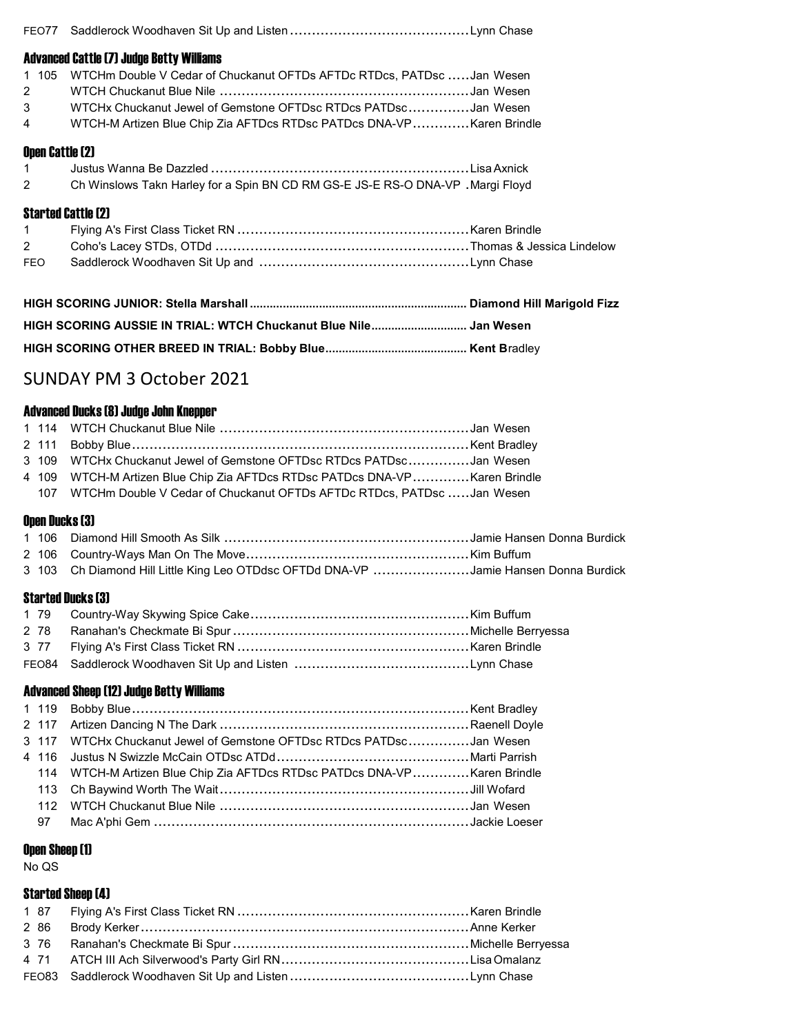FEO77 Saddlerock Woodhaven Sit Up and Listen ........................................ Lynn Chase

### Advanced Cattle (7) Judge Betty Williams

1 105 WTCHm Double V Cedar of Chuckanut OFTDs AFTDc RTDcs, PATDsc ..... Jan Wesen
2 WTCH Chuckanut Blue Nile ........................................................ Jan Wesen
3 WTCHx Chuckanut Jewel of Gemstone OFTDsc RTDcs PATDsc .............. Jan Wesen
4 WTCH-M Artizen Blue Chip Zia AFTDcs RTDsc PATDcs DNA-VP ............. Karen Brindle

### Open Cattle (2)

1 Justus Wanna Be Dazzled .......................................................... Lisa Axnick
2 Ch Winslows Takn Harley for a Spin BN CD RM GS-E JS-E RS-O DNA-VP . Margi Floyd

### Started Cattle (2)

1 Flying A's First Class Ticket RN .................................................... Karen Brindle
2 Coho's Lacey STDs, OTDd .......................................................... Thomas & Jessica Lindelow
FEO Saddlerock Woodhaven Sit Up and ............................................... Lynn Chase

**HIGH SCORING JUNIOR: Stella Marshall ................................................................ Diamond Hill Marigold Fizz**

**HIGH SCORING AUSSIE IN TRIAL: WTCH Chuckanut Blue Nile............................ Jan Wesen**

**HIGH SCORING OTHER BREED IN TRIAL: Bobby Blue.......................................... Kent B**radley

## SUNDAY PM 3 October 2021

### Advanced Ducks (8) Judge John Knepper

1 114 WTCH Chuckanut Blue Nile ........................................................ Jan Wesen
2 111 Bobby Blue ............................................................................ Kent Bradley
3 109 WTCHx Chuckanut Jewel of Gemstone OFTDsc RTDcs PATDsc .............. Jan Wesen
4 109 WTCH-M Artizen Blue Chip Zia AFTDcs RTDsc PATDcs DNA-VP ............. Karen Brindle
107 WTCHm Double V Cedar of Chuckanut OFTDs AFTDc RTDcs, PATDsc ..... Jan Wesen

### Open Ducks (3)

1 106 Diamond Hill Smooth As Silk ....................................................... Jamie Hansen Donna Burdick
2 106 Country-Ways Man On The Move.................................................. Kim Buffum
3 103 Ch Diamond Hill Little King Leo OTDdsc OFTDd DNA-VP ...................... Jamie Hansen Donna Burdick

### Started Ducks (3)

1 79 Country-Way Skywing Spice Cake................................................. Kim Buffum
2 78 Ranahan's Checkmate Bi Spur ..................................................... Michelle Berryessa
3 77 Flying A's First Class Ticket RN .................................................... Karen Brindle
FEO84 Saddlerock Woodhaven Sit Up and Listen ....................................... Lynn Chase

### Advanced Sheep (12) Judge Betty Williams

1 119 Bobby Blue ............................................................................ Kent Bradley
2 117 Artizen Dancing N The Dark ........................................................ Raenell Doyle
3 117 WTCHx Chuckanut Jewel of Gemstone OFTDsc RTDcs PATDsc .............. Jan Wesen
4 116 Justus N Swizzle McCain OTDsc ATDd ........................................... Marti Parrish
114 WTCH-M Artizen Blue Chip Zia AFTDcs RTDsc PATDcs DNA-VP ............. Karen Brindle
113 Ch Baywind Worth The Wait ........................................................ Jill Wofard
112 WTCH Chuckanut Blue Nile ........................................................ Jan Wesen
97 Mac A'phi Gem ....................................................................... Jackie Loeser

### Open Sheep (1)

No QS

### Started Sheep (4)

1 87 Flying A's First Class Ticket RN .................................................... Karen Brindle
2 86 Brody Kerker .......................................................................... Anne Kerker
3 76 Ranahan's Checkmate Bi Spur ..................................................... Michelle Berryessa
4 71 ATCH III Ach Silverwood's Party Girl RN.......................................... Lisa Omalanz
FEO83 Saddlerock Woodhaven Sit Up and Listen ........................................ Lynn Chase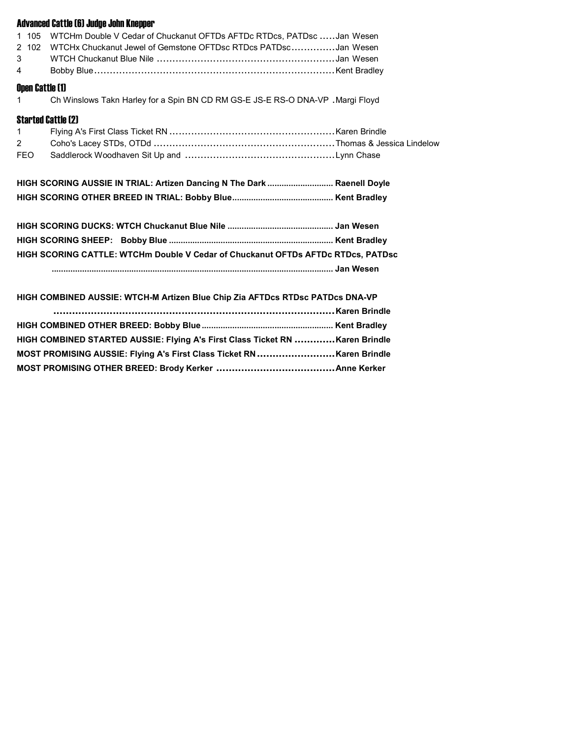### Advanced Cattle (6) Judge John Knepper

| | | | |
|---|---|---|---|
| 1 | 105 | WTCHm Double V Cedar of Chuckanut OFTDs AFTDc RTDcs, PATDsc | Jan Wesen |
| 2 | 102 | WTCHx Chuckanut Jewel of Gemstone OFTDsc RTDcs PATDsc | Jan Wesen |
| 3 | | WTCH Chuckanut Blue Nile | Jan Wesen |
| 4 | | Bobby Blue | Kent Bradley |

### Open Cattle (1)

| | | |
|---|---|---|
| 1 | Ch Winslows Takn Harley for a Spin BN CD RM GS-E JS-E RS-O DNA-VP | Margi Floyd |

### Started Cattle (2)

| | | |
|---|---|---|
| 1 | Flying A's First Class Ticket RN | Karen Brindle |
| 2 | Coho's Lacey STDs, OTDd | Thomas & Jessica Lindelow |
| FEO | Saddlerock Woodhaven Sit Up and | Lynn Chase |

**HIGH SCORING AUSSIE IN TRIAL: Artizen Dancing N The Dark ........................ Raenell Doyle**

**HIGH SCORING OTHER BREED IN TRIAL: Bobby Blue........................................ Kent Bradley**

**HIGH SCORING DUCKS: WTCH Chuckanut Blue Nile ........................................ Jan Wesen**

**HIGH SCORING SHEEP: Bobby Blue ................................................................ Kent Bradley**

**HIGH SCORING CATTLE: WTCHm Double V Cedar of Chuckanut OFTDs AFTDc RTDcs, PATDsc ........................................................................................................ Jan Wesen**

**HIGH COMBINED AUSSIE: WTCH-M Artizen Blue Chip Zia AFTDcs RTDsc PATDcs DNA-VP ........................................................................................ Karen Brindle**

**HIGH COMBINED OTHER BREED: Bobby Blue................................................... Kent Bradley**

**HIGH COMBINED STARTED AUSSIE: Flying A's First Class Ticket RN .............Karen Brindle**

**MOST PROMISING AUSSIE: Flying A's First Class Ticket RN.........................Karen Brindle**

**MOST PROMISING OTHER BREED: Brody Kerker ......................................Anne Kerker**